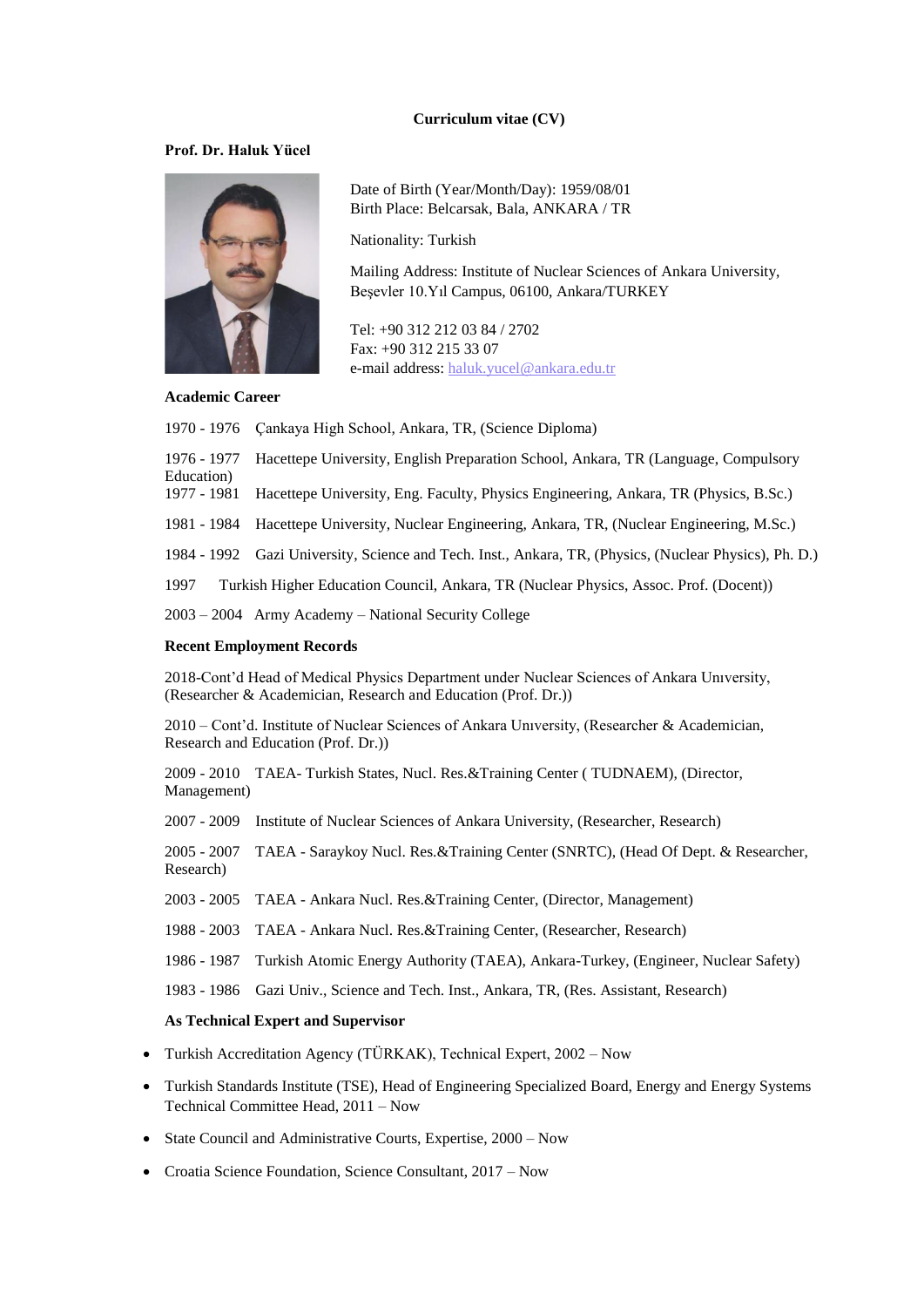**Curriculum vitae (CV)**

**Prof. Dr. Haluk Yücel**

Date of Birth (Year/Month/Day): 1959/08/01
Birth Place: Belcarsak, Bala, ANKARA / TR

Nationality: Turkish

Mailing Address: Institute of Nuclear Sciences of Ankara University, Beşevler 10.Yıl Campus, 06100, Ankara/TURKEY

Tel: +90 312 212 03 84 / 2702
Fax: +90 312 215 33 07
e-mail address: haluk.yucel@ankara.edu.tr

**Academic Career**

1970 - 1976 Çankaya High School, Ankara, TR, (Science Diploma)

1976 - 1977 Hacettepe University, English Preparation School, Ankara, TR (Language, Compulsory Education)

1977 - 1981 Hacettepe University, Eng. Faculty, Physics Engineering, Ankara, TR (Physics, B.Sc.)

1981 - 1984 Hacettepe University, Nuclear Engineering, Ankara, TR, (Nuclear Engineering, M.Sc.)

1984 - 1992 Gazi University, Science and Tech. Inst., Ankara, TR, (Physics, (Nuclear Physics), Ph. D.)

1997 Turkish Higher Education Council, Ankara, TR (Nuclear Physics, Assoc. Prof. (Docent))

2003 – 2004 Army Academy – National Security College

**Recent Employment Records**

2018-Cont'd Head of Medical Physics Department under Nuclear Sciences of Ankara Unıversity, (Researcher & Academician, Research and Education (Prof. Dr.))

2010 – Cont'd. Institute of Nuclear Sciences of Ankara Unıversity, (Researcher & Academician, Research and Education (Prof. Dr.))

2009 - 2010 TAEA- Turkish States, Nucl. Res.&Training Center ( TUDNAEM), (Director, Management)

2007 - 2009 Institute of Nuclear Sciences of Ankara University, (Researcher, Research)

2005 - 2007 TAEA - Saraykoy Nucl. Res.&Training Center (SNRTC), (Head Of Dept. & Researcher, Research)

2003 - 2005 TAEA - Ankara Nucl. Res.&Training Center, (Director, Management)

1988 - 2003 TAEA - Ankara Nucl. Res.&Training Center, (Researcher, Research)

1986 - 1987 Turkish Atomic Energy Authority (TAEA), Ankara-Turkey, (Engineer, Nuclear Safety)

1983 - 1986 Gazi Univ., Science and Tech. Inst., Ankara, TR, (Res. Assistant, Research)

**As Technical Expert and Supervisor**

- Turkish Accreditation Agency (TÜRKAK), Technical Expert, 2002 – Now
- Turkish Standards Institute (TSE), Head of Engineering Specialized Board, Energy and Energy Systems Technical Committee Head, 2011 – Now
- State Council and Administrative Courts, Expertise, 2000 – Now
- Croatia Science Foundation, Science Consultant, 2017 – Now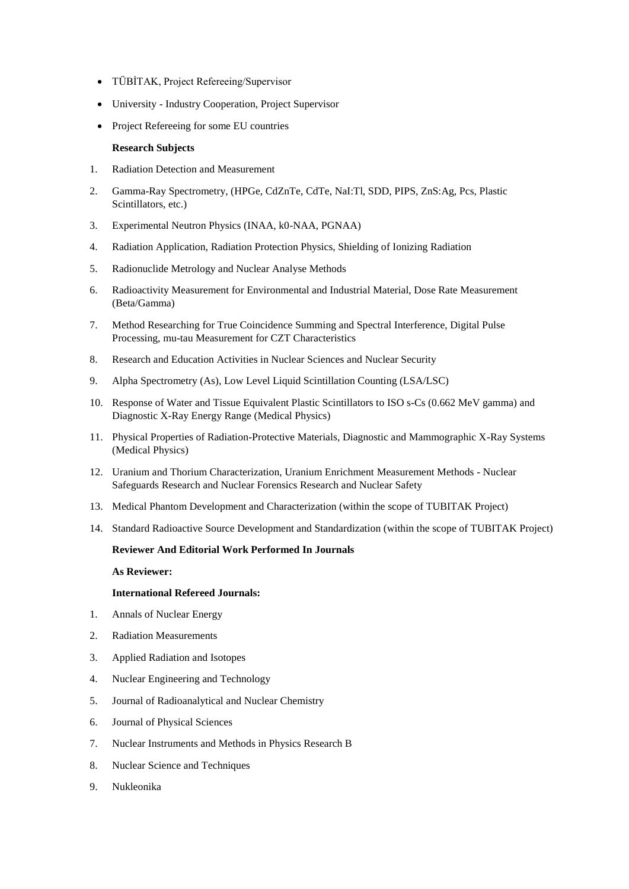- TÜBİTAK, Project Refereeing/Supervisor
- University - Industry Cooperation, Project Supervisor
- Project Refereeing for some EU countries

**Research Subjects**

1. Radiation Detection and Measurement
2. Gamma-Ray Spectrometry, (HPGe, CdZnTe, CdTe, NaI:Tl, SDD, PIPS, ZnS:Ag, Pcs, Plastic Scintillators, etc.)
3. Experimental Neutron Physics (INAA, k0-NAA, PGNAA)
4. Radiation Application, Radiation Protection Physics, Shielding of Ionizing Radiation
5. Radionuclide Metrology and Nuclear Analyse Methods
6. Radioactivity Measurement for Environmental and Industrial Material, Dose Rate Measurement (Beta/Gamma)
7. Method Researching for True Coincidence Summing and Spectral Interference, Digital Pulse Processing, mu-tau Measurement for CZT Characteristics
8. Research and Education Activities in Nuclear Sciences and Nuclear Security
9. Alpha Spectrometry (As), Low Level Liquid Scintillation Counting (LSA/LSC)
10. Response of Water and Tissue Equivalent Plastic Scintillators to ISO s-Cs (0.662 MeV gamma) and Diagnostic X-Ray Energy Range (Medical Physics)
11. Physical Properties of Radiation-Protective Materials, Diagnostic and Mammographic X-Ray Systems (Medical Physics)
12. Uranium and Thorium Characterization, Uranium Enrichment Measurement Methods - Nuclear Safeguards Research and Nuclear Forensics Research and Nuclear Safety
13. Medical Phantom Development and Characterization (within the scope of TUBITAK Project)
14. Standard Radioactive Source Development and Standardization (within the scope of TUBITAK Project)

**Reviewer And Editorial Work Performed In Journals**

**As Reviewer:**

**International Refereed Journals:**

1. Annals of Nuclear Energy
2. Radiation Measurements
3. Applied Radiation and Isotopes
4. Nuclear Engineering and Technology
5. Journal of Radioanalytical and Nuclear Chemistry
6. Journal of Physical Sciences
7. Nuclear Instruments and Methods in Physics Research B
8. Nuclear Science and Techniques
9. Nukleonika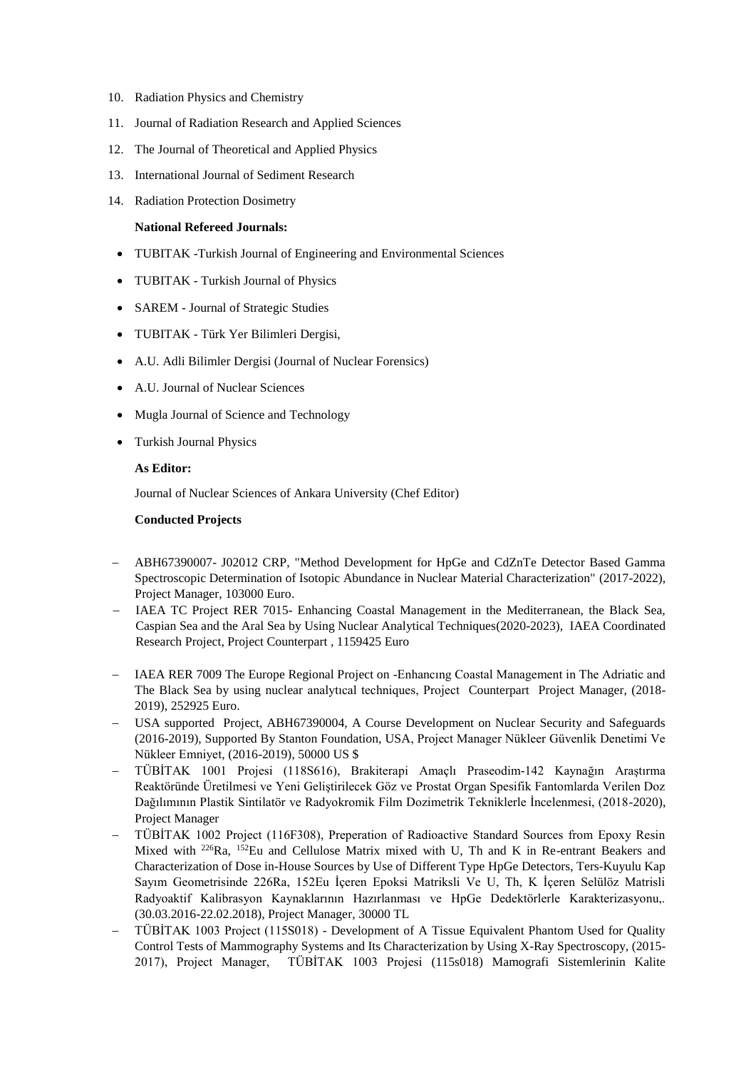10. Radiation Physics and Chemistry
11. Journal of Radiation Research and Applied Sciences
12. The Journal of Theoretical and Applied Physics
13. International Journal of Sediment Research
14. Radiation Protection Dosimetry

**National Refereed Journals:**

- TUBITAK -Turkish Journal of Engineering and Environmental Sciences
- TUBITAK - Turkish Journal of Physics
- SAREM - Journal of Strategic Studies
- TUBITAK - Türk Yer Bilimleri Dergisi,
- A.U. Adli Bilimler Dergisi (Journal of Nuclear Forensics)
- A.U. Journal of Nuclear Sciences
- Mugla Journal of Science and Technology
- Turkish Journal Physics

**As Editor:**

Journal of Nuclear Sciences of Ankara University (Chef Editor)

**Conducted Projects**

- ABH67390007- J02012 CRP, "Method Development for HpGe and CdZnTe Detector Based Gamma Spectroscopic Determination of Isotopic Abundance in Nuclear Material Characterization" (2017-2022), Project Manager, 103000 Euro.
- IAEA TC Project RER 7015- Enhancing Coastal Management in the Mediterranean, the Black Sea, Caspian Sea and the Aral Sea by Using Nuclear Analytical Techniques(2020-2023), IAEA Coordinated Research Project, Project Counterpart , 1159425 Euro
- IAEA RER 7009 The Europe Regional Project on -Enhancıng Coastal Management in The Adriatic and The Black Sea by using nuclear analytıcal techniques, Project Counterpart Project Manager, (2018-2019), 252925 Euro.
- USA supported Project, ABH67390004, A Course Development on Nuclear Security and Safeguards (2016-2019), Supported By Stanton Foundation, USA, Project Manager Nükleer Güvenlik Denetimi Ve Nükleer Emniyet, (2016-2019), 50000 US $
- TÜBİTAK 1001 Projesi (118S616), Brakiterapi Amaçlı Praseodim-142 Kaynağın Araştırma Reaktöründe Üretilmesi ve Yeni Geliştirilecek Göz ve Prostat Organ Spesifik Fantomlarda Verilen Doz Dağılımının Plastik Sintilatör ve Radyokromik Film Dozimetrik Tekniklerle İncelenmesi, (2018-2020), Project Manager
- TÜBİTAK 1002 Project (116F308), Preperation of Radioactive Standard Sources from Epoxy Resin Mixed with $^{226}$Ra, $^{152}$Eu and Cellulose Matrix mixed with U, Th and K in Re-entrant Beakers and Characterization of Dose in-House Sources by Use of Different Type HpGe Detectors, Ters-Kuyulu Kap Sayım Geometrisinde 226Ra, 152Eu İçeren Epoksi Matriksli Ve U, Th, K İçeren Selülöz Matrisli Radyoaktif Kalibrasyon Kaynaklarının Hazırlanması ve HpGe Dedektörlerle Karakterizasyonu,. (30.03.2016-22.02.2018), Project Manager, 30000 TL
- TÜBİTAK 1003 Project (115S018) - Development of A Tissue Equivalent Phantom Used for Quality Control Tests of Mammography Systems and Its Characterization by Using X-Ray Spectroscopy, (2015-2017), Project Manager, TÜBİTAK 1003 Projesi (115s018) Mamografi Sistemlerinin Kalite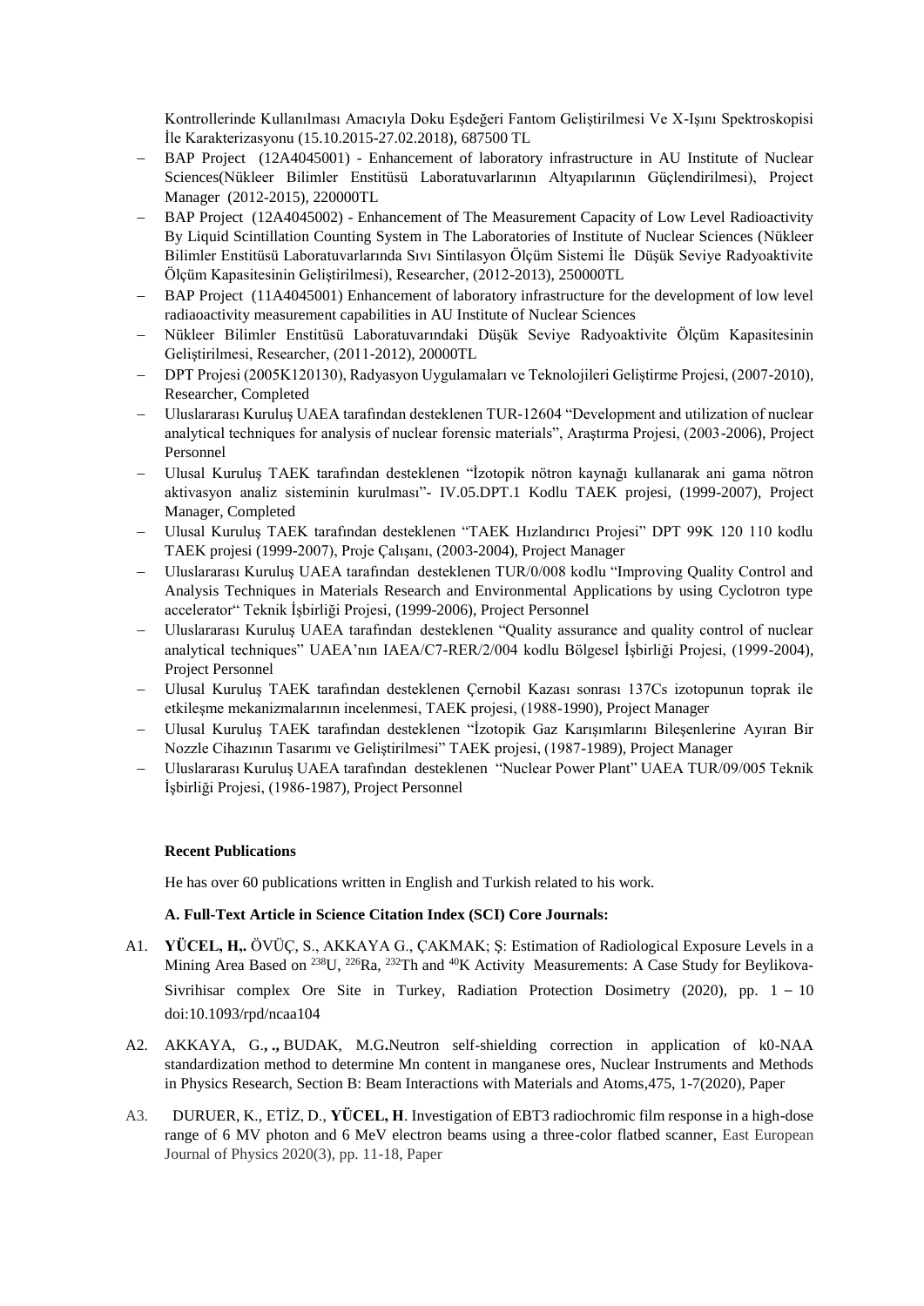Kontrollerinde Kullanılması Amacıyla Doku Eşdeğeri Fantom Geliştirilmesi Ve X-Işını Spektroskopisi İle Karakterizasyonu (15.10.2015-27.02.2018), 687500 TL

- BAP Project (12A4045001) - Enhancement of laboratory infrastructure in AU Institute of Nuclear Sciences(Nükleer Bilimler Enstitüsü Laboratuvarlarının Altyapılarının Güçlendirilmesi), Project Manager (2012-2015), 220000TL
- BAP Project (12A4045002) - Enhancement of The Measurement Capacity of Low Level Radioactivity By Liquid Scintillation Counting System in The Laboratories of Institute of Nuclear Sciences (Nükleer Bilimler Enstitüsü Laboratuvarlarında Sıvı Sintilasyon Ölçüm Sistemi İle Düşük Seviye Radyoaktivite Ölçüm Kapasitesinin Geliştirilmesi), Researcher, (2012-2013), 250000TL
- BAP Project (11A4045001) Enhancement of laboratory infrastructure for the development of low level radiaoactivity measurement capabilities in AU Institute of Nuclear Sciences
- Nükleer Bilimler Enstitüsü Laboratuvarındaki Düşük Seviye Radyoaktivite Ölçüm Kapasitesinin Geliştirilmesi, Researcher, (2011-2012), 20000TL
- DPT Projesi (2005K120130), Radyasyon Uygulamaları ve Teknolojileri Geliştirme Projesi, (2007-2010), Researcher, Completed
- Uluslararası Kuruluş UAEA tarafından desteklenen TUR-12604 "Development and utilization of nuclear analytical techniques for analysis of nuclear forensic materials", Araştırma Projesi, (2003-2006), Project Personnel
- Ulusal Kuruluş TAEK tarafından desteklenen "İzotopik nötron kaynağı kullanarak ani gama nötron aktivasyon analiz sisteminin kurulması"- IV.05.DPT.1 Kodlu TAEK projesi, (1999-2007), Project Manager, Completed
- Ulusal Kuruluş TAEK tarafından desteklenen "TAEK Hızlandırıcı Projesi" DPT 99K 120 110 kodlu TAEK projesi (1999-2007), Proje Çalışanı, (2003-2004), Project Manager
- Uluslararası Kuruluş UAEA tarafından desteklenen TUR/0/008 kodlu "Improving Quality Control and Analysis Techniques in Materials Research and Environmental Applications by using Cyclotron type accelerator" Teknik İşbirliği Projesi, (1999-2006), Project Personnel
- Uluslararası Kuruluş UAEA tarafından desteklenen "Quality assurance and quality control of nuclear analytical techniques" UAEA'nın IAEA/C7-RER/2/004 kodlu Bölgesel İşbirliği Projesi, (1999-2004), Project Personnel
- Ulusal Kuruluş TAEK tarafından desteklenen Çernobil Kazası sonrası 137Cs izotopunun toprak ile etkileşme mekanizmalarının incelenmesi, TAEK projesi, (1988-1990), Project Manager
- Ulusal Kuruluş TAEK tarafından desteklenen "İzotopik Gaz Karışımlarını Bileşenlerine Ayıran Bir Nozzle Cihazının Tasarımı ve Geliştirilmesi" TAEK projesi, (1987-1989), Project Manager
- Uluslararası Kuruluş UAEA tarafından desteklenen "Nuclear Power Plant" UAEA TUR/09/005 Teknik İşbirliği Projesi, (1986-1987), Project Personnel

**Recent Publications**

He has over 60 publications written in English and Turkish related to his work.

**A. Full-Text Article in Science Citation Index (SCI) Core Journals:**

A1. **YÜCEL, H,.** ÖVÜÇ, S., AKKAYA G., ÇAKMAK; Ş: Estimation of Radiological Exposure Levels in a Mining Area Based on $^{238}$U, $^{226}$Ra, $^{232}$Th and $^{40}$K Activity Measurements: A Case Study for Beylikova-Sivrihisar complex Ore Site in Turkey, Radiation Protection Dosimetry (2020), pp. 1 – 10 doi:10.1093/rpd/ncaa104

A2. AKKAYA, G**., .,** BUDAK, M.G**.**Neutron self-shielding correction in application of k0-NAA standardization method to determine Mn content in manganese ores, Nuclear Instruments and Methods in Physics Research, Section B: Beam Interactions with Materials and Atoms,475, 1-7(2020), Paper

A3. DURUER, K., ETİZ, D., **YÜCEL, H**. Investigation of EBT3 radiochromic film response in a high-dose range of 6 MV photon and 6 MeV electron beams using a three-color flatbed scanner, East European Journal of Physics 2020(3), pp. 11-18, Paper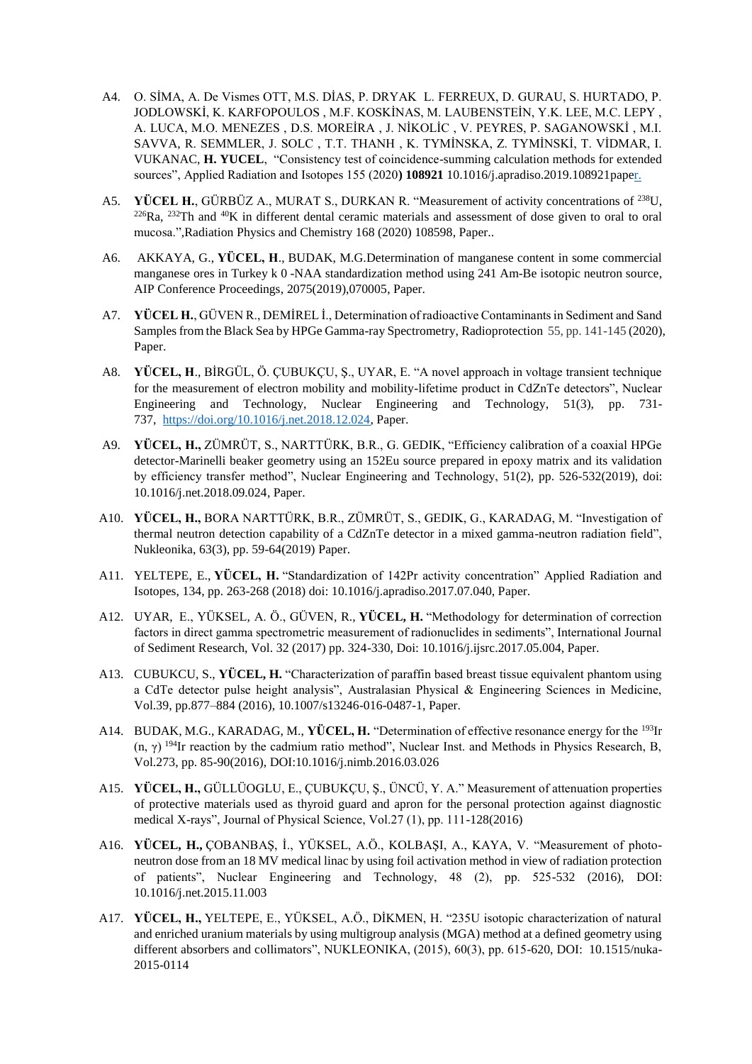A4. O. SİMA, A. De Vismes OTT, M.S. DİAS, P. DRYAK L. FERREUX, D. GURAU, S. HURTADO, P. JODLOWSKİ, K. KARFOPOULOS , M.F. KOSKİNAS, M. LAUBENSTEİN, Y.K. LEE, M.C. LEPY , A. LUCA, M.O. MENEZES , D.S. MOREİRA , J. NİKOLİC , V. PEYRES, P. SAGANOWSKİ , M.I. SAVVA, R. SEMMLER, J. SOLC , T.T. THANH , K. TYMİNSKA, Z. TYMİNSKİ, T. VİDMAR, I. VUKANAC, **H. YUCEL**, "Consistency test of coincidence-summing calculation methods for extended sources", Applied Radiation and Isotopes 155 (2020**) 108921** 10.1016/j.apradiso.2019.108921paper.

A5. **YÜCEL H.**, GÜRBÜZ A., MURAT S., DURKAN R. "Measurement of activity concentrations of $^{238}$U, $^{226}$Ra, $^{232}$Th and $^{40}$K in different dental ceramic materials and assessment of dose given to oral to oral mucosa.",Radiation Physics and Chemistry 168 (2020) 108598, Paper..

A6. AKKAYA, G., **YÜCEL, H**., BUDAK, M.G.Determination of manganese content in some commercial manganese ores in Turkey k 0 -NAA standardization method using 241 Am-Be isotopic neutron source, AIP Conference Proceedings, 2075(2019),070005, Paper.

A7. **YÜCEL H.**, GÜVEN R., DEMİREL İ., Determination of radioactive Contaminants in Sediment and Sand Samples from the Black Sea by HPGe Gamma-ray Spectrometry, Radioprotection 55, pp. 141-145 (2020), Paper.

A8. **YÜCEL, H**., BİRGÜL, Ö. ÇUBUKÇU, Ş., UYAR, E. "A novel approach in voltage transient technique for the measurement of electron mobility and mobility-lifetime product in CdZnTe detectors", Nuclear Engineering and Technology, Nuclear Engineering and Technology, 51(3), pp. 731-737, https://doi.org/10.1016/j.net.2018.12.024, Paper.

A9. **YÜCEL, H.,** ZÜMRÜT, S., NARTTÜRK, B.R., G. GEDIK, "Efficiency calibration of a coaxial HPGe detector-Marinelli beaker geometry using an 152Eu source prepared in epoxy matrix and its validation by efficiency transfer method", Nuclear Engineering and Technology, 51(2), pp. 526-532(2019), doi: 10.1016/j.net.2018.09.024, Paper.

A10. **YÜCEL, H.,** BORA NARTTÜRK, B.R., ZÜMRÜT, S., GEDIK, G., KARADAG, M. "Investigation of thermal neutron detection capability of a CdZnTe detector in a mixed gamma-neutron radiation field", Nukleonika, 63(3), pp. 59-64(2019) Paper.

A11. YELTEPE, E., **YÜCEL, H.** "Standardization of 142Pr activity concentration" Applied Radiation and Isotopes, 134, pp. 263-268 (2018) doi: 10.1016/j.apradiso.2017.07.040, Paper.

A12. UYAR, E., YÜKSEL, A. Ö., GÜVEN, R., **YÜCEL, H.** "Methodology for determination of correction factors in direct gamma spectrometric measurement of radionuclides in sediments", International Journal of Sediment Research, Vol. 32 (2017) pp. 324-330, Doi: 10.1016/j.ijsrc.2017.05.004, Paper.

A13. CUBUKCU, S., **YÜCEL, H.** "Characterization of paraffin based breast tissue equivalent phantom using a CdTe detector pulse height analysis", Australasian Physical & Engineering Sciences in Medicine, Vol.39, pp.877–884 (2016), 10.1007/s13246-016-0487-1, Paper.

A14. BUDAK, M.G., KARADAG, M., **YÜCEL, H.** "Determination of effective resonance energy for the $^{193}$Ir (n, γ) $^{194}$Ir reaction by the cadmium ratio method", Nuclear Inst. and Methods in Physics Research, B, Vol.273, pp. 85-90(2016), DOI:10.1016/j.nimb.2016.03.026

A15. **YÜCEL, H.,** GÜLLÜOGLU, E., ÇUBUKÇU, Ş., ÜNCÜ, Y. A." Measurement of attenuation properties of protective materials used as thyroid guard and apron for the personal protection against diagnostic medical X-rays", Journal of Physical Science, Vol.27 (1), pp. 111-128(2016)

A16. **YÜCEL, H.,** ÇOBANBAŞ, İ., YÜKSEL, A.Ö., KOLBAŞI, A., KAYA, V. "Measurement of photo-neutron dose from an 18 MV medical linac by using foil activation method in view of radiation protection of patients", Nuclear Engineering and Technology, 48 (2), pp. 525-532 (2016), DOI: 10.1016/j.net.2015.11.003

A17. **YÜCEL, H.,** YELTEPE, E., YÜKSEL, A.Ö., DİKMEN, H. "235U isotopic characterization of natural and enriched uranium materials by using multigroup analysis (MGA) method at a defined geometry using different absorbers and collimators", NUKLEONIKA, (2015), 60(3), pp. 615-620, DOI: 10.1515/nuka-2015-0114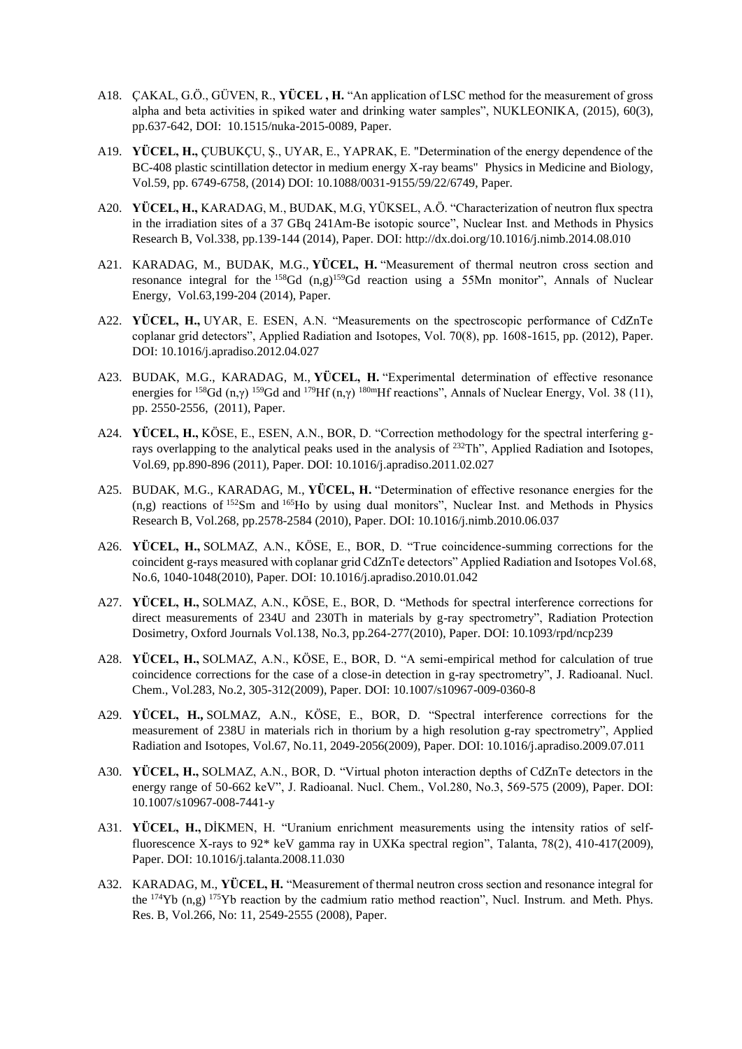A18. ÇAKAL, G.Ö., GÜVEN, R., **YÜCEL , H.** "An application of LSC method for the measurement of gross alpha and beta activities in spiked water and drinking water samples", NUKLEONIKA, (2015), 60(3), pp.637-642, DOI: 10.1515/nuka-2015-0089, Paper.

A19. **YÜCEL, H.,** ÇUBUKÇU, Ş., UYAR, E., YAPRAK, E. "Determination of the energy dependence of the BC-408 plastic scintillation detector in medium energy X-ray beams" Physics in Medicine and Biology, Vol.59, pp. 6749-6758, (2014) DOI: 10.1088/0031-9155/59/22/6749, Paper.

A20. **YÜCEL, H.,** KARADAG, M., BUDAK, M.G, YÜKSEL, A.Ö. "Characterization of neutron flux spectra in the irradiation sites of a 37 GBq 241Am-Be isotopic source", Nuclear Inst. and Methods in Physics Research B, Vol.338, pp.139-144 (2014), Paper. DOI: http://dx.doi.org/10.1016/j.nimb.2014.08.010

A21. KARADAG, M., BUDAK, M.G., **YÜCEL, H.** "Measurement of thermal neutron cross section and resonance integral for the $^{158}$Gd (n,g)$^{159}$Gd reaction using a 55Mn monitor", Annals of Nuclear Energy, Vol.63,199-204 (2014), Paper.

A22. **YÜCEL, H.,** UYAR, E. ESEN, A.N. "Measurements on the spectroscopic performance of CdZnTe coplanar grid detectors", Applied Radiation and Isotopes, Vol. 70(8), pp. 1608-1615, pp. (2012), Paper. DOI: 10.1016/j.apradiso.2012.04.027

A23. BUDAK, M.G., KARADAG, M., **YÜCEL, H.** "Experimental determination of effective resonance energies for $^{158}$Gd (n,γ) $^{159}$Gd and $^{179}$Hf (n,γ) $^{180m}$Hf reactions", Annals of Nuclear Energy, Vol. 38 (11), pp. 2550-2556, (2011), Paper.

A24. **YÜCEL, H.,** KÖSE, E., ESEN, A.N., BOR, D. "Correction methodology for the spectral interfering g-rays overlapping to the analytical peaks used in the analysis of $^{232}$Th", Applied Radiation and Isotopes, Vol.69, pp.890-896 (2011), Paper. DOI: 10.1016/j.apradiso.2011.02.027

A25. BUDAK, M.G., KARADAG, M., **YÜCEL, H.** "Determination of effective resonance energies for the (n,g) reactions of $^{152}$Sm and $^{165}$Ho by using dual monitors", Nuclear Inst. and Methods in Physics Research B, Vol.268, pp.2578-2584 (2010), Paper. DOI: 10.1016/j.nimb.2010.06.037

A26. **YÜCEL, H.,** SOLMAZ, A.N., KÖSE, E., BOR, D. "True coincidence-summing corrections for the coincident g-rays measured with coplanar grid CdZnTe detectors" Applied Radiation and Isotopes Vol.68, No.6, 1040-1048(2010), Paper. DOI: 10.1016/j.apradiso.2010.01.042

A27. **YÜCEL, H.,** SOLMAZ, A.N., KÖSE, E., BOR, D. "Methods for spectral interference corrections for direct measurements of 234U and 230Th in materials by g-ray spectrometry", Radiation Protection Dosimetry, Oxford Journals Vol.138, No.3, pp.264-277(2010), Paper. DOI: 10.1093/rpd/ncp239

A28. **YÜCEL, H.,** SOLMAZ, A.N., KÖSE, E., BOR, D. "A semi-empirical method for calculation of true coincidence corrections for the case of a close-in detection in g-ray spectrometry", J. Radioanal. Nucl. Chem., Vol.283, No.2, 305-312(2009), Paper. DOI: 10.1007/s10967-009-0360-8

A29. **YÜCEL, H.,** SOLMAZ, A.N., KÖSE, E., BOR, D. "Spectral interference corrections for the measurement of 238U in materials rich in thorium by a high resolution g-ray spectrometry", Applied Radiation and Isotopes, Vol.67, No.11, 2049-2056(2009), Paper. DOI: 10.1016/j.apradiso.2009.07.011

A30. **YÜCEL, H.,** SOLMAZ, A.N., BOR, D. "Virtual photon interaction depths of CdZnTe detectors in the energy range of 50-662 keV", J. Radioanal. Nucl. Chem., Vol.280, No.3, 569-575 (2009), Paper. DOI: 10.1007/s10967-008-7441-y

A31. **YÜCEL, H.,** DİKMEN, H. "Uranium enrichment measurements using the intensity ratios of self-fluorescence X-rays to 92* keV gamma ray in UXKa spectral region", Talanta, 78(2), 410-417(2009), Paper. DOI: 10.1016/j.talanta.2008.11.030

A32. KARADAG, M., **YÜCEL, H.** "Measurement of thermal neutron cross section and resonance integral for the $^{174}$Yb (n,g) $^{175}$Yb reaction by the cadmium ratio method reaction", Nucl. Instrum. and Meth. Phys. Res. B, Vol.266, No: 11, 2549-2555 (2008), Paper.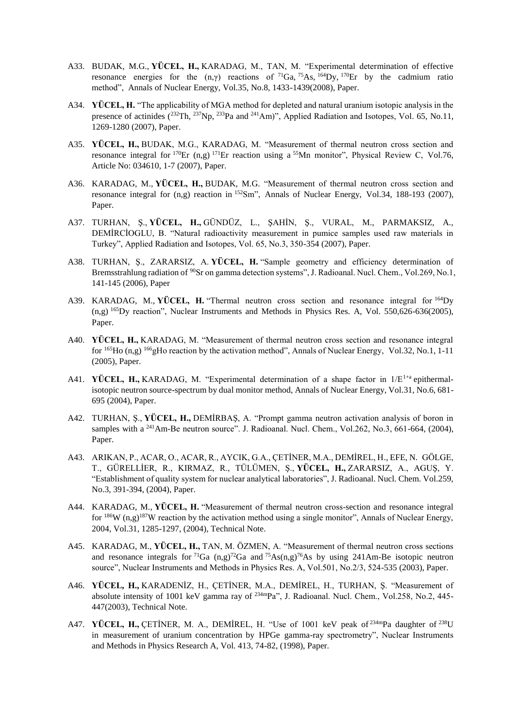A33. BUDAK, M.G., **YÜCEL, H.,** KARADAG, M., TAN, M. “Experimental determination of effective resonance energies for the (n,γ) reactions of $^{71}$Ga, $^{75}$As, $^{164}$Dy, $^{170}$Er by the cadmium ratio method”, Annals of Nuclear Energy, Vol.35, No.8, 1433-1439(2008), Paper.

A34. **YÜCEL, H.** “The applicability of MGA method for depleted and natural uranium isotopic analysis in the presence of actinides ($^{232}$Th, $^{237}$Np, $^{233}$Pa and $^{241}$Am)”, Applied Radiation and Isotopes, Vol. 65, No.11, 1269-1280 (2007), Paper.

A35. **YÜCEL, H.,** BUDAK, M.G., KARADAG, M. “Measurement of thermal neutron cross section and resonance integral for $^{170}$Er (n,g) $^{171}$Er reaction using a $^{55}$Mn monitor”, Physical Review C, Vol.76, Article No: 034610, 1-7 (2007), Paper.

A36. KARADAG, M., **YÜCEL, H.,** BUDAK, M.G. “Measurement of thermal neutron cross section and resonance integral for (n,g) reaction in $^{152}$Sm”, Annals of Nuclear Energy, Vol.34, 188-193 (2007), Paper.

A37. TURHAN, Ş., **YÜCEL, H.,** GÜNDÜZ, L., ŞAHİN, Ş., VURAL, M., PARMAKSIZ, A., DEMİRCİOGLU, B. “Natural radioactivity measurement in pumice samples used raw materials in Turkey”, Applied Radiation and Isotopes, Vol. 65, No.3, 350-354 (2007), Paper.

A38. TURHAN, Ş., ZARARSIZ, A. **YÜCEL, H.** “Sample geometry and efficiency determination of Bremsstrahlung radiation of $^{90}$Sr on gamma detection systems”, J. Radioanal. Nucl. Chem., Vol.269, No.1, 141-145 (2006), Paper

A39. KARADAG, M., **YÜCEL, H.** “Thermal neutron cross section and resonance integral for $^{164}$Dy (n,g) $^{165}$Dy reaction”, Nuclear Instruments and Methods in Physics Res. A, Vol. 550,626-636(2005), Paper.

A40. **YÜCEL, H.,** KARADAG, M. “Measurement of thermal neutron cross section and resonance integral for $^{165}$Ho (n,g) $^{166}$gHo reaction by the activation method”, Annals of Nuclear Energy, Vol.32, No.1, 1-11 (2005), Paper.

A41. **YÜCEL, H.,** KARADAG, M. “Experimental determination of a shape factor in $1/E^{1+a}$ epithermal-isotopic neutron source-spectrum by dual monitor method, Annals of Nuclear Energy, Vol.31, No.6, 681-695 (2004), Paper.

A42. TURHAN, Ş., **YÜCEL, H.,** DEMİRBAŞ, A. “Prompt gamma neutron activation analysis of boron in samples with a $^{241}$Am-Be neutron source”. J. Radioanal. Nucl. Chem., Vol.262, No.3, 661-664, (2004), Paper.

A43. ARIKAN, P., ACAR, O., ACAR, R., AYCIK, G.A., ÇETİNER, M.A., DEMİREL, H., EFE, N. GÖLGE, T., GÜRELLİER, R., KIRMAZ, R., TÜLÜMEN, Ş., **YÜCEL, H.,** ZARARSIZ, A., AGUŞ, Y. “Establishment of quality system for nuclear analytical laboratories”, J. Radioanal. Nucl. Chem. Vol.259, No.3, 391-394, (2004), Paper.

A44. KARADAG, M., **YÜCEL, H.** “Measurement of thermal neutron cross-section and resonance integral for $^{186}$W (n,g)$^{187}$W reaction by the activation method using a single monitor”, Annals of Nuclear Energy, 2004, Vol.31, 1285-1297, (2004), Technical Note.

A45. KARADAG, M., **YÜCEL, H.,** TAN, M. ÖZMEN, A. “Measurement of thermal neutron cross sections and resonance integrals for $^{71}$Ga (n,g)$^{72}$Ga and $^{75}$As(n,g)$^{76}$As by using 241Am-Be isotopic neutron source”, Nuclear Instruments and Methods in Physics Res. A, Vol.501, No.2/3, 524-535 (2003), Paper.

A46. **YÜCEL, H.,** KARADENİZ, H., ÇETİNER, M.A., DEMİREL, H., TURHAN, Ş. “Measurement of absolute intensity of 1001 keV gamma ray of $^{234m}$Pa”, J. Radioanal. Nucl. Chem., Vol.258, No.2, 445-447(2003), Technical Note.

A47. **YÜCEL, H.,** ÇETİNER, M. A., DEMİREL, H. “Use of 1001 keV peak of $^{234m}$Pa daughter of $^{238}$U in measurement of uranium concentration by HPGe gamma-ray spectrometry”, Nuclear Instruments and Methods in Physics Research A, Vol. 413, 74-82, (1998), Paper.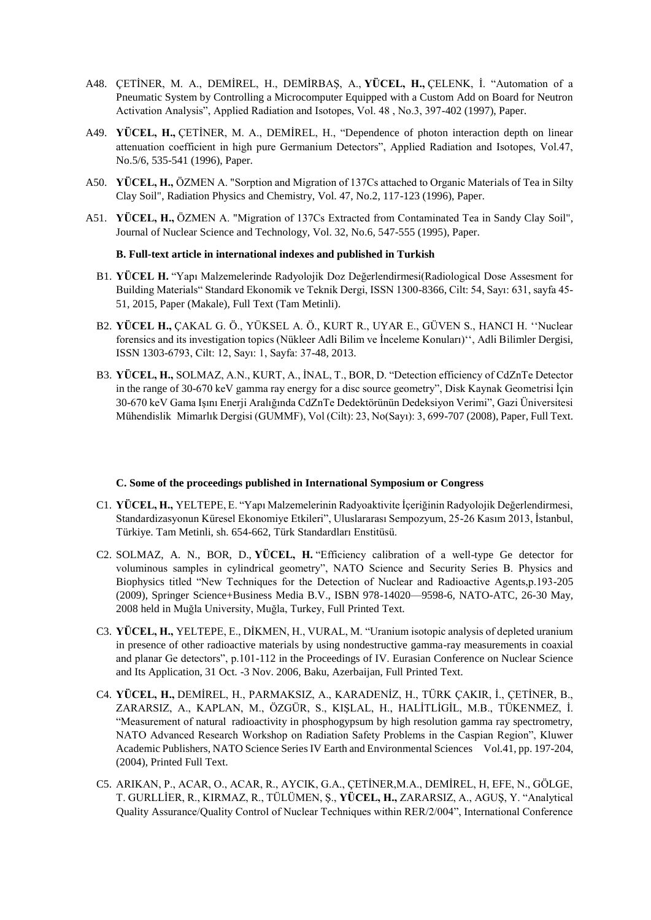A48. ÇETİNER, M. A., DEMİREL, H., DEMİRBAŞ, A., **YÜCEL, H.,** ÇELENK, İ. "Automation of a Pneumatic System by Controlling a Microcomputer Equipped with a Custom Add on Board for Neutron Activation Analysis", Applied Radiation and Isotopes, Vol. 48 , No.3, 397-402 (1997), Paper.

A49. **YÜCEL, H.,** ÇETİNER, M. A., DEMİREL, H., "Dependence of photon interaction depth on linear attenuation coefficient in high pure Germanium Detectors", Applied Radiation and Isotopes, Vol.47, No.5/6, 535-541 (1996), Paper.

A50. **YÜCEL, H.,** ÖZMEN A. "Sorption and Migration of 137Cs attached to Organic Materials of Tea in Silty Clay Soil", Radiation Physics and Chemistry, Vol. 47, No.2, 117-123 (1996), Paper.

A51. **YÜCEL, H.,** ÖZMEN A. "Migration of 137Cs Extracted from Contaminated Tea in Sandy Clay Soil", Journal of Nuclear Science and Technology, Vol. 32, No.6, 547-555 (1995), Paper.

**B. Full-text article in international indexes and published in Turkish**

B1. **YÜCEL H.** "Yapı Malzemelerinde Radyolojik Doz Değerlendirmesi(Radiological Dose Assesment for Building Materials" Standard Ekonomik ve Teknik Dergi, ISSN 1300-8366, Cilt: 54, Sayı: 631, sayfa 45-51, 2015, Paper (Makale), Full Text (Tam Metinli).

B2. **YÜCEL H.,** ÇAKAL G. Ö., YÜKSEL A. Ö., KURT R., UYAR E., GÜVEN S., HANCI H. ''Nuclear forensics and its investigation topics (Nükleer Adli Bilim ve İnceleme Konuları)'', Adli Bilimler Dergisi, ISSN 1303-6793, Cilt: 12, Sayı: 1, Sayfa: 37-48, 2013.

B3. **YÜCEL, H.,** SOLMAZ, A.N., KURT, A., İNAL, T., BOR, D. "Detection efficiency of CdZnTe Detector in the range of 30-670 keV gamma ray energy for a disc source geometry", Disk Kaynak Geometrisi İçin 30-670 keV Gama Işını Enerji Aralığında CdZnTe Dedektörünün Dedeksiyon Verimi", Gazi Üniversitesi Mühendislik Mimarlık Dergisi (GUMMF), Vol (Cilt): 23, No(Sayı): 3, 699-707 (2008), Paper, Full Text.

**C. Some of the proceedings published in International Symposium or Congress**

C1. **YÜCEL, H.,** YELTEPE, E. "Yapı Malzemelerinin Radyoaktivite İçeriğinin Radyolojik Değerlendirmesi, Standardizasyonun Küresel Ekonomiye Etkileri", Uluslararası Sempozyum, 25-26 Kasım 2013, İstanbul, Türkiye. Tam Metinli, sh. 654-662, Türk Standardları Enstitüsü.

C2. SOLMAZ, A. N., BOR, D., **YÜCEL, H.** "Efficiency calibration of a well-type Ge detector for voluminous samples in cylindrical geometry", NATO Science and Security Series B. Physics and Biophysics titled "New Techniques for the Detection of Nuclear and Radioactive Agents,p.193-205 (2009), Springer Science+Business Media B.V., ISBN 978-14020—9598-6, NATO-ATC, 26-30 May, 2008 held in Muğla University, Muğla, Turkey, Full Printed Text.

C3. **YÜCEL, H.,** YELTEPE, E., DİKMEN, H., VURAL, M. "Uranium isotopic analysis of depleted uranium in presence of other radioactive materials by using nondestructive gamma-ray measurements in coaxial and planar Ge detectors", p.101-112 in the Proceedings of IV. Eurasian Conference on Nuclear Science and Its Application, 31 Oct. -3 Nov. 2006, Baku, Azerbaijan, Full Printed Text.

C4. **YÜCEL, H.,** DEMİREL, H., PARMAKSIZ, A., KARADENİZ, H., TÜRK ÇAKIR, İ., ÇETİNER, B., ZARARSIZ, A., KAPLAN, M., ÖZGÜR, S., KIŞLAL, H., HALİTLİGİL, M.B., TÜKENMEZ, İ. "Measurement of natural radioactivity in phosphogypsum by high resolution gamma ray spectrometry, NATO Advanced Research Workshop on Radiation Safety Problems in the Caspian Region", Kluwer Academic Publishers, NATO Science Series IV Earth and Environmental Sciences Vol.41, pp. 197-204, (2004), Printed Full Text.

C5. ARIKAN, P., ACAR, O., ACAR, R., AYCIK, G.A., ÇETİNER,M.A., DEMİREL, H, EFE, N., GÖLGE, T. GURLLİER, R., KIRMAZ, R., TÜLÜMEN, Ş., **YÜCEL, H.,** ZARARSIZ, A., AGUŞ, Y. "Analytical Quality Assurance/Quality Control of Nuclear Techniques within RER/2/004", International Conference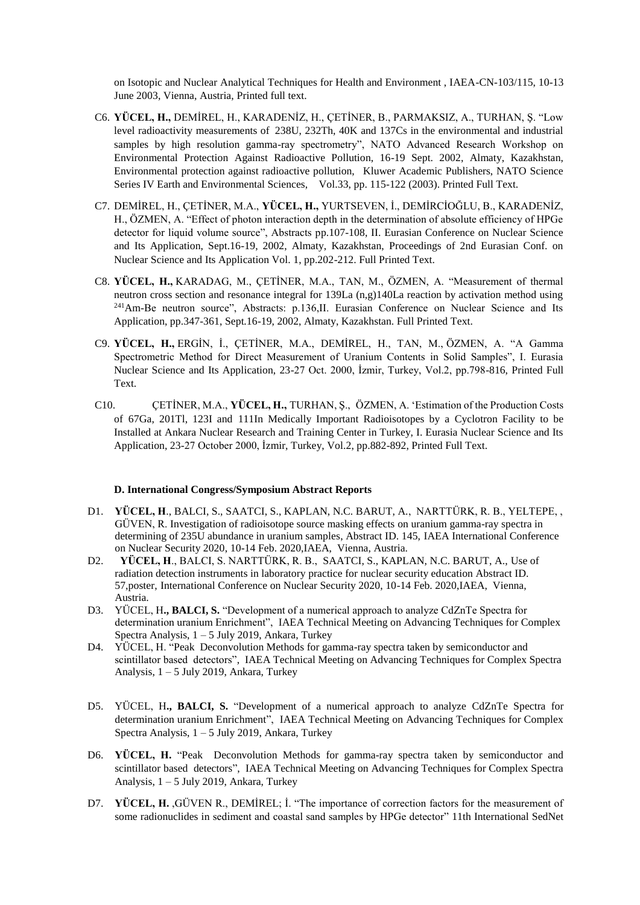on Isotopic and Nuclear Analytical Techniques for Health and Environment , IAEA-CN-103/115, 10-13 June 2003, Vienna, Austria, Printed full text.

C6. **YÜCEL, H.,** DEMİREL, H., KARADENİZ, H., ÇETİNER, B., PARMAKSIZ, A., TURHAN, Ş. "Low level radioactivity measurements of 238U, 232Th, 40K and 137Cs in the environmental and industrial samples by high resolution gamma-ray spectrometry", NATO Advanced Research Workshop on Environmental Protection Against Radioactive Pollution, 16-19 Sept. 2002, Almaty, Kazakhstan, Environmental protection against radioactive pollution, Kluwer Academic Publishers, NATO Science Series IV Earth and Environmental Sciences, Vol.33, pp. 115-122 (2003). Printed Full Text.

C7. DEMİREL, H., ÇETİNER, M.A., **YÜCEL, H.,** YURTSEVEN, İ., DEMİRCİOĞLU, B., KARADENİZ, H., ÖZMEN, A. "Effect of photon interaction depth in the determination of absolute efficiency of HPGe detector for liquid volume source", Abstracts pp.107-108, II. Eurasian Conference on Nuclear Science and Its Application, Sept.16-19, 2002, Almaty, Kazakhstan, Proceedings of 2nd Eurasian Conf. on Nuclear Science and Its Application Vol. 1, pp.202-212. Full Printed Text.

C8. **YÜCEL, H.,** KARADAG, M., ÇETİNER, M.A., TAN, M., ÖZMEN, A. "Measurement of thermal neutron cross section and resonance integral for 139La (n,g)140La reaction by activation method using $^{241}$Am-Be neutron source", Abstracts: p.136,II. Eurasian Conference on Nuclear Science and Its Application, pp.347-361, Sept.16-19, 2002, Almaty, Kazakhstan. Full Printed Text.

C9. **YÜCEL, H.,** ERGİN, İ., ÇETİNER, M.A., DEMİREL, H., TAN, M., ÖZMEN, A. "A Gamma Spectrometric Method for Direct Measurement of Uranium Contents in Solid Samples", I. Eurasia Nuclear Science and Its Application, 23-27 Oct. 2000, İzmir, Turkey, Vol.2, pp.798-816, Printed Full Text.

C10. ÇETİNER, M.A., **YÜCEL, H.,** TURHAN, Ş., ÖZMEN, A. 'Estimation of the Production Costs of 67Ga, 201Tl, 123I and 111In Medically Important Radioisotopes by a Cyclotron Facility to be Installed at Ankara Nuclear Research and Training Center in Turkey, I. Eurasia Nuclear Science and Its Application, 23-27 October 2000, İzmir, Turkey, Vol.2, pp.882-892, Printed Full Text.

#### D. International Congress/Symposium Abstract Reports

D1. **YÜCEL, H**., BALCI, S., SAATCI, S., KAPLAN, N.C. BARUT, A., NARTTÜRK, R. B., YELTEPE, , GÜVEN, R. Investigation of radioisotope source masking effects on uranium gamma-ray spectra in determining of 235U abundance in uranium samples, Abstract ID. 145, IAEA International Conference on Nuclear Security 2020, 10-14 Feb. 2020,IAEA, Vienna, Austria.

D2. **YÜCEL, H**., BALCI, S. NARTTÜRK, R. B., SAATCI, S., KAPLAN, N.C. BARUT, A., Use of radiation detection instruments in laboratory practice for nuclear security education Abstract ID. 57,poster, International Conference on Nuclear Security 2020, 10-14 Feb. 2020,IAEA, Vienna, Austria.

D3. YÜCEL, H**., BALCI, S.** "Development of a numerical approach to analyze CdZnTe Spectra for determination uranium Enrichment", IAEA Technical Meeting on Advancing Techniques for Complex Spectra Analysis, 1 – 5 July 2019, Ankara, Turkey

D4. YÜCEL, H. "Peak Deconvolution Methods for gamma-ray spectra taken by semiconductor and scintillator based detectors", IAEA Technical Meeting on Advancing Techniques for Complex Spectra Analysis, 1 – 5 July 2019, Ankara, Turkey

D5. YÜCEL, H**., BALCI, S.** "Development of a numerical approach to analyze CdZnTe Spectra for determination uranium Enrichment", IAEA Technical Meeting on Advancing Techniques for Complex Spectra Analysis, 1 – 5 July 2019, Ankara, Turkey

D6. **YÜCEL, H.** "Peak Deconvolution Methods for gamma-ray spectra taken by semiconductor and scintillator based detectors", IAEA Technical Meeting on Advancing Techniques for Complex Spectra Analysis, 1 – 5 July 2019, Ankara, Turkey

D7. **YÜCEL, H.** ,GÜVEN R., DEMİREL; İ. "The importance of correction factors for the measurement of some radionuclides in sediment and coastal sand samples by HPGe detector" 11th International SedNet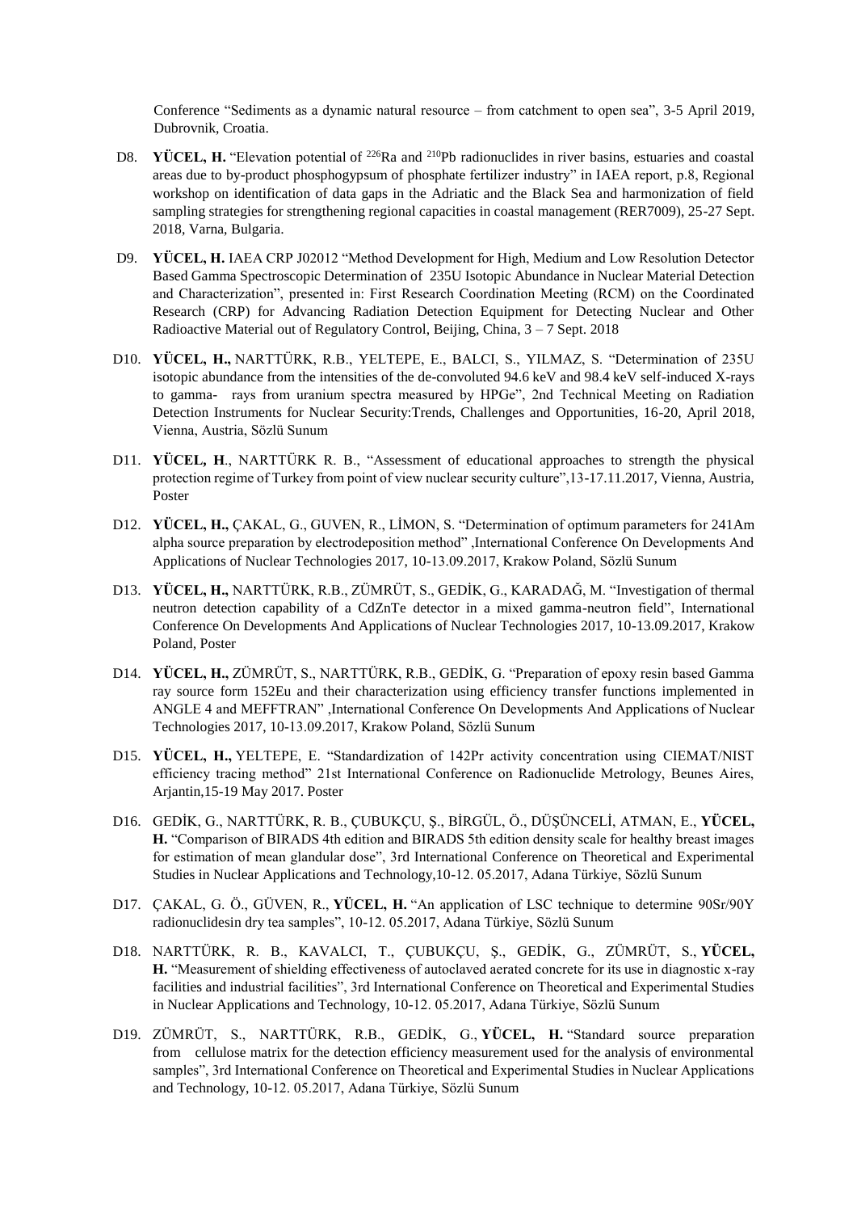Conference "Sediments as a dynamic natural resource – from catchment to open sea", 3-5 April 2019, Dubrovnik, Croatia.

D8. **YÜCEL, H.** "Elevation potential of $^{226}$Ra and $^{210}$Pb radionuclides in river basins, estuaries and coastal areas due to by-product phosphogypsum of phosphate fertilizer industry" in IAEA report, p.8, Regional workshop on identification of data gaps in the Adriatic and the Black Sea and harmonization of field sampling strategies for strengthening regional capacities in coastal management (RER7009), 25-27 Sept. 2018, Varna, Bulgaria.

D9. **YÜCEL, H.** IAEA CRP J02012 "Method Development for High, Medium and Low Resolution Detector Based Gamma Spectroscopic Determination of 235U Isotopic Abundance in Nuclear Material Detection and Characterization", presented in: First Research Coordination Meeting (RCM) on the Coordinated Research (CRP) for Advancing Radiation Detection Equipment for Detecting Nuclear and Other Radioactive Material out of Regulatory Control, Beijing, China, 3 – 7 Sept. 2018

D10. **YÜCEL, H.,** NARTTÜRK, R.B., YELTEPE, E., BALCI, S., YILMAZ, S. "Determination of 235U isotopic abundance from the intensities of the de-convoluted 94.6 keV and 98.4 keV self-induced X-rays to gamma- rays from uranium spectra measured by HPGe", 2nd Technical Meeting on Radiation Detection Instruments for Nuclear Security:Trends, Challenges and Opportunities, 16-20, April 2018, Vienna, Austria, Sözlü Sunum

D11. **YÜCEL, H**., NARTTÜRK R. B., "Assessment of educational approaches to strength the physical protection regime of Turkey from point of view nuclear security culture",13-17.11.2017, Vienna, Austria, Poster

D12. **YÜCEL, H.,** ÇAKAL, G., GUVEN, R., LİMON, S. "Determination of optimum parameters for 241Am alpha source preparation by electrodeposition method" ,International Conference On Developments And Applications of Nuclear Technologies 2017, 10-13.09.2017, Krakow Poland, Sözlü Sunum

D13. **YÜCEL, H.,** NARTTÜRK, R.B., ZÜMRÜT, S., GEDİK, G., KARADAĞ, M. "Investigation of thermal neutron detection capability of a CdZnTe detector in a mixed gamma-neutron field", International Conference On Developments And Applications of Nuclear Technologies 2017, 10-13.09.2017, Krakow Poland, Poster

D14. **YÜCEL, H.,** ZÜMRÜT, S., NARTTÜRK, R.B., GEDİK, G. "Preparation of epoxy resin based Gamma ray source form 152Eu and their characterization using efficiency transfer functions implemented in ANGLE 4 and MEFFTRAN" ,International Conference On Developments And Applications of Nuclear Technologies 2017, 10-13.09.2017, Krakow Poland, Sözlü Sunum

D15. **YÜCEL, H.,** YELTEPE, E. "Standardization of 142Pr activity concentration using CIEMAT/NIST efficiency tracing method" 21st International Conference on Radionuclide Metrology, Beunes Aires, Arjantin,15-19 May 2017. Poster

D16. GEDİK, G., NARTTÜRK, R. B., ÇUBUKÇU, Ş., BİRGÜL, Ö., DÜŞÜNCELİ, ATMAN, E., **YÜCEL, H.** "Comparison of BIRADS 4th edition and BIRADS 5th edition density scale for healthy breast images for estimation of mean glandular dose", 3rd International Conference on Theoretical and Experimental Studies in Nuclear Applications and Technology,10-12. 05.2017, Adana Türkiye, Sözlü Sunum

D17. ÇAKAL, G. Ö., GÜVEN, R., **YÜCEL, H.** "An application of LSC technique to determine 90Sr/90Y radionuclidesin dry tea samples", 10-12. 05.2017, Adana Türkiye, Sözlü Sunum

D18. NARTTÜRK, R. B., KAVALCI, T., ÇUBUKÇU, Ş., GEDİK, G., ZÜMRÜT, S., **YÜCEL, H.** "Measurement of shielding effectiveness of autoclaved aerated concrete for its use in diagnostic x-ray facilities and industrial facilities", 3rd International Conference on Theoretical and Experimental Studies in Nuclear Applications and Technology, 10-12. 05.2017, Adana Türkiye, Sözlü Sunum

D19. ZÜMRÜT, S., NARTTÜRK, R.B., GEDİK, G., **YÜCEL, H.** "Standard source preparation from cellulose matrix for the detection efficiency measurement used for the analysis of environmental samples", 3rd International Conference on Theoretical and Experimental Studies in Nuclear Applications and Technology, 10-12. 05.2017, Adana Türkiye, Sözlü Sunum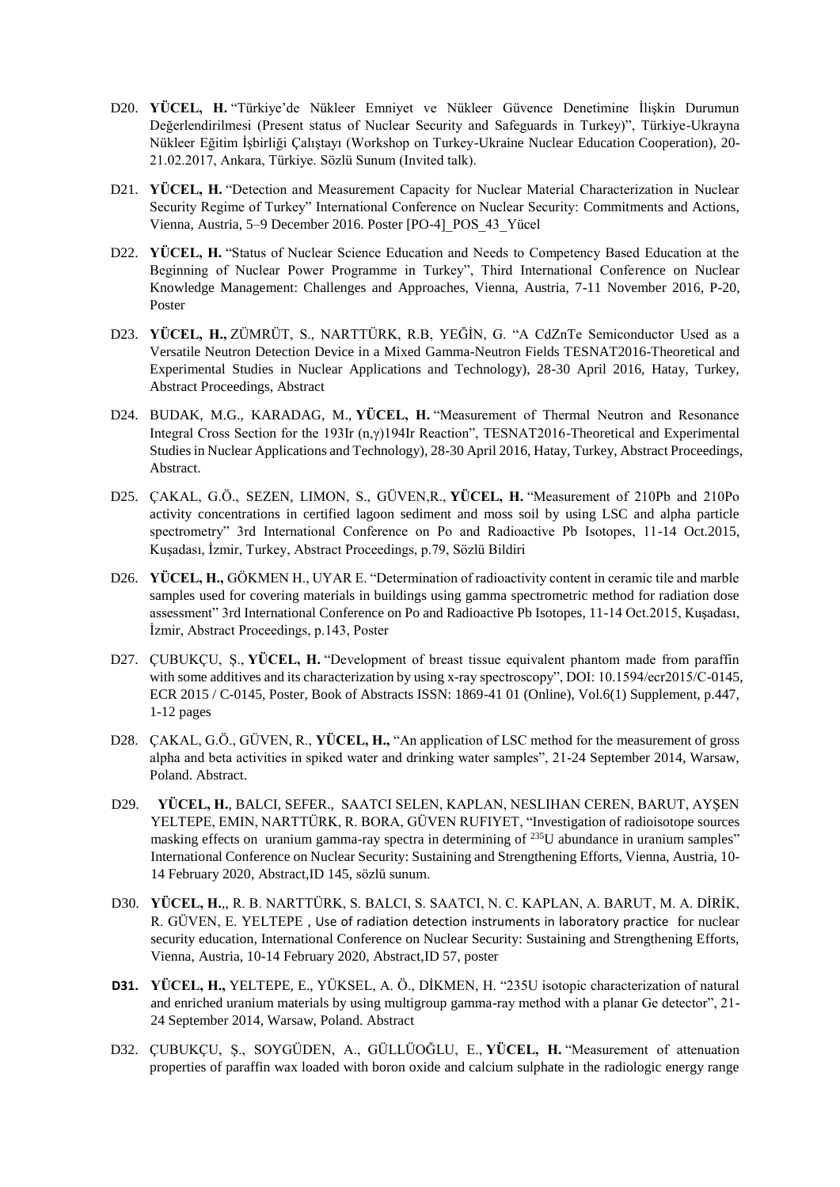D20. **YÜCEL, H.** "Türkiye'de Nükleer Emniyet ve Nükleer Güvence Denetimine İlişkin Durumun Değerlendirilmesi (Present status of Nuclear Security and Safeguards in Turkey)", Türkiye-Ukrayna Nükleer Eğitim İşbirliği Çalıştayı (Workshop on Turkey-Ukraine Nuclear Education Cooperation), 20-21.02.2017, Ankara, Türkiye. Sözlü Sunum (Invited talk).

D21. **YÜCEL, H.** "Detection and Measurement Capacity for Nuclear Material Characterization in Nuclear Security Regime of Turkey" International Conference on Nuclear Security: Commitments and Actions, Vienna, Austria, 5–9 December 2016. Poster [PO-4]_POS_43_Yücel

D22. **YÜCEL, H.** "Status of Nuclear Science Education and Needs to Competency Based Education at the Beginning of Nuclear Power Programme in Turkey", Third International Conference on Nuclear Knowledge Management: Challenges and Approaches, Vienna, Austria, 7-11 November 2016, P-20, Poster

D23. **YÜCEL, H.,** ZÜMRÜT, S., NARTTÜRK, R.B, YEĞİN, G. "A CdZnTe Semiconductor Used as a Versatile Neutron Detection Device in a Mixed Gamma-Neutron Fields TESNAT2016-Theoretical and Experimental Studies in Nuclear Applications and Technology), 28-30 April 2016, Hatay, Turkey, Abstract Proceedings, Abstract

D24. BUDAK, M.G., KARADAG, M., **YÜCEL, H.** "Measurement of Thermal Neutron and Resonance Integral Cross Section for the 193Ir (n,γ)194Ir Reaction", TESNAT2016-Theoretical and Experimental Studies in Nuclear Applications and Technology), 28-30 April 2016, Hatay, Turkey, Abstract Proceedings, Abstract.

D25. ÇAKAL, G.Ö., SEZEN, LIMON, S., GÜVEN,R., **YÜCEL, H.** "Measurement of 210Pb and 210Po activity concentrations in certified lagoon sediment and moss soil by using LSC and alpha particle spectrometry" 3rd International Conference on Po and Radioactive Pb Isotopes, 11-14 Oct.2015, Kuşadası, İzmir, Turkey, Abstract Proceedings, p.79, Sözlü Bildiri

D26. **YÜCEL, H.,** GÖKMEN H., UYAR E. "Determination of radioactivity content in ceramic tile and marble samples used for covering materials in buildings using gamma spectrometric method for radiation dose assessment" 3rd International Conference on Po and Radioactive Pb Isotopes, 11-14 Oct.2015, Kuşadası, İzmir, Abstract Proceedings, p.143, Poster

D27. ÇUBUKÇU, Ş., **YÜCEL, H.** "Development of breast tissue equivalent phantom made from paraffin with some additives and its characterization by using x-ray spectroscopy", DOI: 10.1594/ecr2015/C-0145, ECR 2015 / C-0145, Poster, Book of Abstracts ISSN: 1869-41 01 (Online), Vol.6(1) Supplement, p.447, 1-12 pages

D28. ÇAKAL, G.Ö., GÜVEN, R., **YÜCEL, H.,** "An application of LSC method for the measurement of gross alpha and beta activities in spiked water and drinking water samples", 21-24 September 2014, Warsaw, Poland. Abstract.

D29. **YÜCEL, H.**, BALCI, SEFER., SAATCI SELEN, KAPLAN, NESLIHAN CEREN, BARUT, AYŞEN YELTEPE, EMIN, NARTTÜRK, R. BORA, GÜVEN RUFIYET, "Investigation of radioisotope sources masking effects on uranium gamma-ray spectra in determining of $^{235}U$ abundance in uranium samples" International Conference on Nuclear Security: Sustaining and Strengthening Efforts, Vienna, Austria, 10-14 February 2020, Abstract,ID 145, sözlü sunum.

D30. **YÜCEL, H.**,, R. B. NARTTÜRK, S. BALCI, S. SAATCI, N. C. KAPLAN, A. BARUT, M. A. DİRİK, R. GÜVEN, E. YELTEPE , Use of radiation detection instruments in laboratory practice for nuclear security education, International Conference on Nuclear Security: Sustaining and Strengthening Efforts, Vienna, Austria, 10-14 February 2020, Abstract,ID 57, poster

**D31.** **YÜCEL, H.,** YELTEPE, E., YÜKSEL, A. Ö., DİKMEN, H. "235U isotopic characterization of natural and enriched uranium materials by using multigroup gamma-ray method with a planar Ge detector", 21-24 September 2014, Warsaw, Poland. Abstract

D32. ÇUBUKÇU, Ş., SOYGÜDEN, A., GÜLLÜOĞLU, E., **YÜCEL, H.** "Measurement of attenuation properties of paraffin wax loaded with boron oxide and calcium sulphate in the radiologic energy range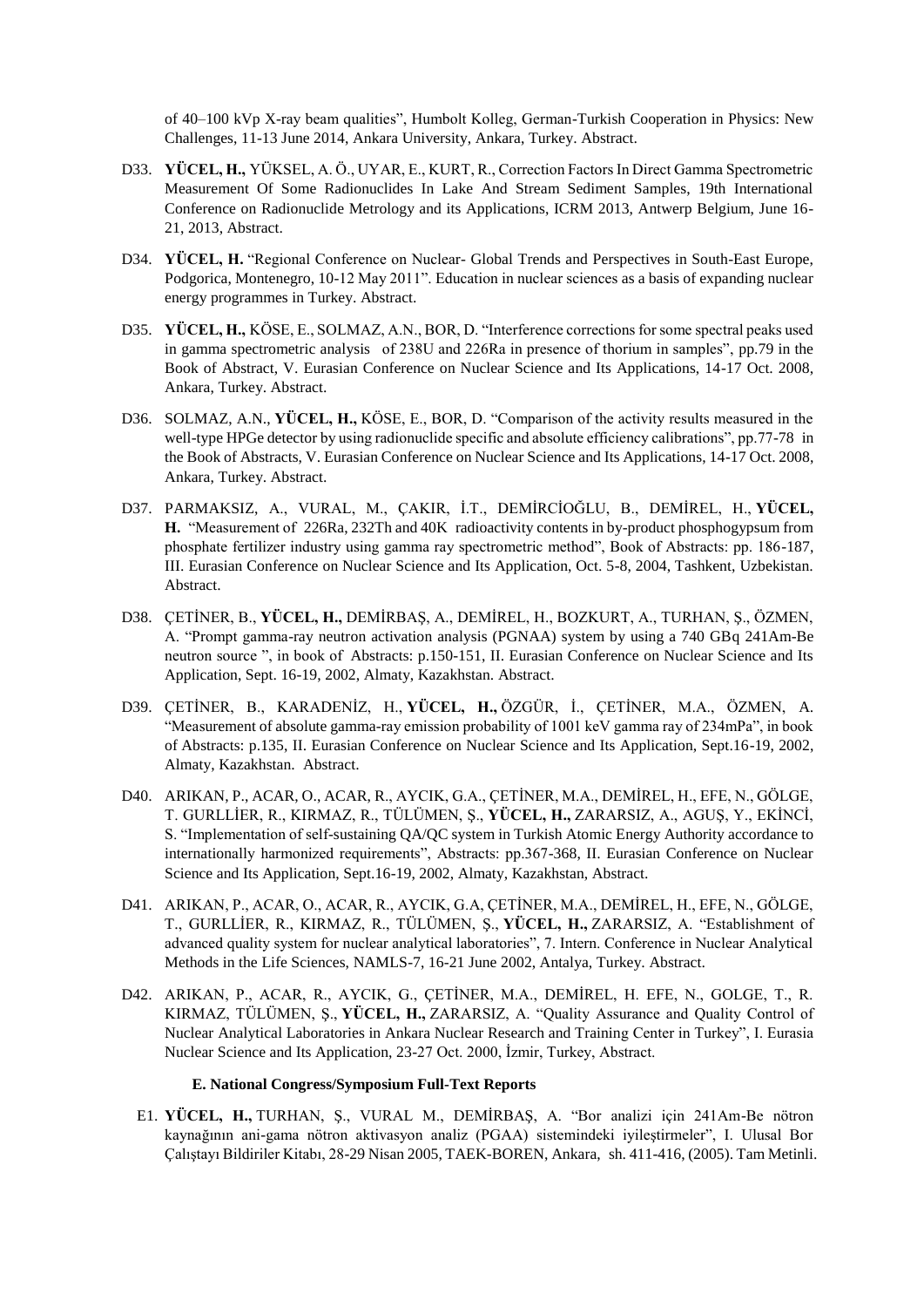of 40–100 kVp X-ray beam qualities", Humbolt Kolleg, German-Turkish Cooperation in Physics: New Challenges, 11-13 June 2014, Ankara University, Ankara, Turkey. Abstract.

D33. **YÜCEL, H.,** YÜKSEL, A. Ö., UYAR, E., KURT, R., Correction Factors In Direct Gamma Spectrometric Measurement Of Some Radionuclides In Lake And Stream Sediment Samples, 19th International Conference on Radionuclide Metrology and its Applications, ICRM 2013, Antwerp Belgium, June 16-21, 2013, Abstract.

D34. **YÜCEL, H.** "Regional Conference on Nuclear- Global Trends and Perspectives in South-East Europe, Podgorica, Montenegro, 10-12 May 2011". Education in nuclear sciences as a basis of expanding nuclear energy programmes in Turkey. Abstract.

D35. **YÜCEL, H.,** KÖSE, E., SOLMAZ, A.N., BOR, D. "Interference corrections for some spectral peaks used in gamma spectrometric analysis of 238U and 226Ra in presence of thorium in samples", pp.79 in the Book of Abstract, V. Eurasian Conference on Nuclear Science and Its Applications, 14-17 Oct. 2008, Ankara, Turkey. Abstract.

D36. SOLMAZ, A.N., **YÜCEL, H.,** KÖSE, E., BOR, D. "Comparison of the activity results measured in the well-type HPGe detector by using radionuclide specific and absolute efficiency calibrations", pp.77-78 in the Book of Abstracts, V. Eurasian Conference on Nuclear Science and Its Applications, 14-17 Oct. 2008, Ankara, Turkey. Abstract.

D37. PARMAKSIZ, A., VURAL, M., ÇAKIR, İ.T., DEMİRCİOĞLU, B., DEMİREL, H., **YÜCEL, H.** "Measurement of 226Ra, 232Th and 40K radioactivity contents in by-product phosphogypsum from phosphate fertilizer industry using gamma ray spectrometric method", Book of Abstracts: pp. 186-187, III. Eurasian Conference on Nuclear Science and Its Application, Oct. 5-8, 2004, Tashkent, Uzbekistan. Abstract.

D38. ÇETİNER, B., **YÜCEL, H.,** DEMİRBAŞ, A., DEMİREL, H., BOZKURT, A., TURHAN, Ş., ÖZMEN, A. "Prompt gamma-ray neutron activation analysis (PGNAA) system by using a 740 GBq 241Am-Be neutron source ", in book of Abstracts: p.150-151, II. Eurasian Conference on Nuclear Science and Its Application, Sept. 16-19, 2002, Almaty, Kazakhstan. Abstract.

D39. ÇETİNER, B., KARADENİZ, H., **YÜCEL, H.,** ÖZGÜR, İ., ÇETİNER, M.A., ÖZMEN, A. "Measurement of absolute gamma-ray emission probability of 1001 keV gamma ray of 234mPa", in book of Abstracts: p.135, II. Eurasian Conference on Nuclear Science and Its Application, Sept.16-19, 2002, Almaty, Kazakhstan. Abstract.

D40. ARIKAN, P., ACAR, O., ACAR, R., AYCIK, G.A., ÇETİNER, M.A., DEMİREL, H., EFE, N., GÖLGE, T. GURLLİER, R., KIRMAZ, R., TÜLÜMEN, Ş., **YÜCEL, H.,** ZARARSIZ, A., AGUŞ, Y., EKİNCİ, S. "Implementation of self-sustaining QA/QC system in Turkish Atomic Energy Authority accordance to internationally harmonized requirements", Abstracts: pp.367-368, II. Eurasian Conference on Nuclear Science and Its Application, Sept.16-19, 2002, Almaty, Kazakhstan, Abstract.

D41. ARIKAN, P., ACAR, O., ACAR, R., AYCIK, G.A, ÇETİNER, M.A., DEMİREL, H., EFE, N., GÖLGE, T., GURLLİER, R., KIRMAZ, R., TÜLÜMEN, Ş., **YÜCEL, H.,** ZARARSIZ, A. "Establishment of advanced quality system for nuclear analytical laboratories", 7. Intern. Conference in Nuclear Analytical Methods in the Life Sciences, NAMLS-7, 16-21 June 2002, Antalya, Turkey. Abstract.

D42. ARIKAN, P., ACAR, R., AYCIK, G., ÇETİNER, M.A., DEMİREL, H. EFE, N., GOLGE, T., R. KIRMAZ, TÜLÜMEN, Ş., **YÜCEL, H.,** ZARARSIZ, A. "Quality Assurance and Quality Control of Nuclear Analytical Laboratories in Ankara Nuclear Research and Training Center in Turkey", I. Eurasia Nuclear Science and Its Application, 23-27 Oct. 2000, İzmir, Turkey, Abstract.

### E. National Congress/Symposium Full-Text Reports

E1. **YÜCEL, H.,** TURHAN, Ş., VURAL M., DEMİRBAŞ, A. "Bor analizi için 241Am-Be nötron kaynağının ani-gama nötron aktivasyon analiz (PGAA) sistemindeki iyileştirmeler", I. Ulusal Bor Çalıştayı Bildiriler Kitabı, 28-29 Nisan 2005, TAEK-BOREN, Ankara, sh. 411-416, (2005). Tam Metinli.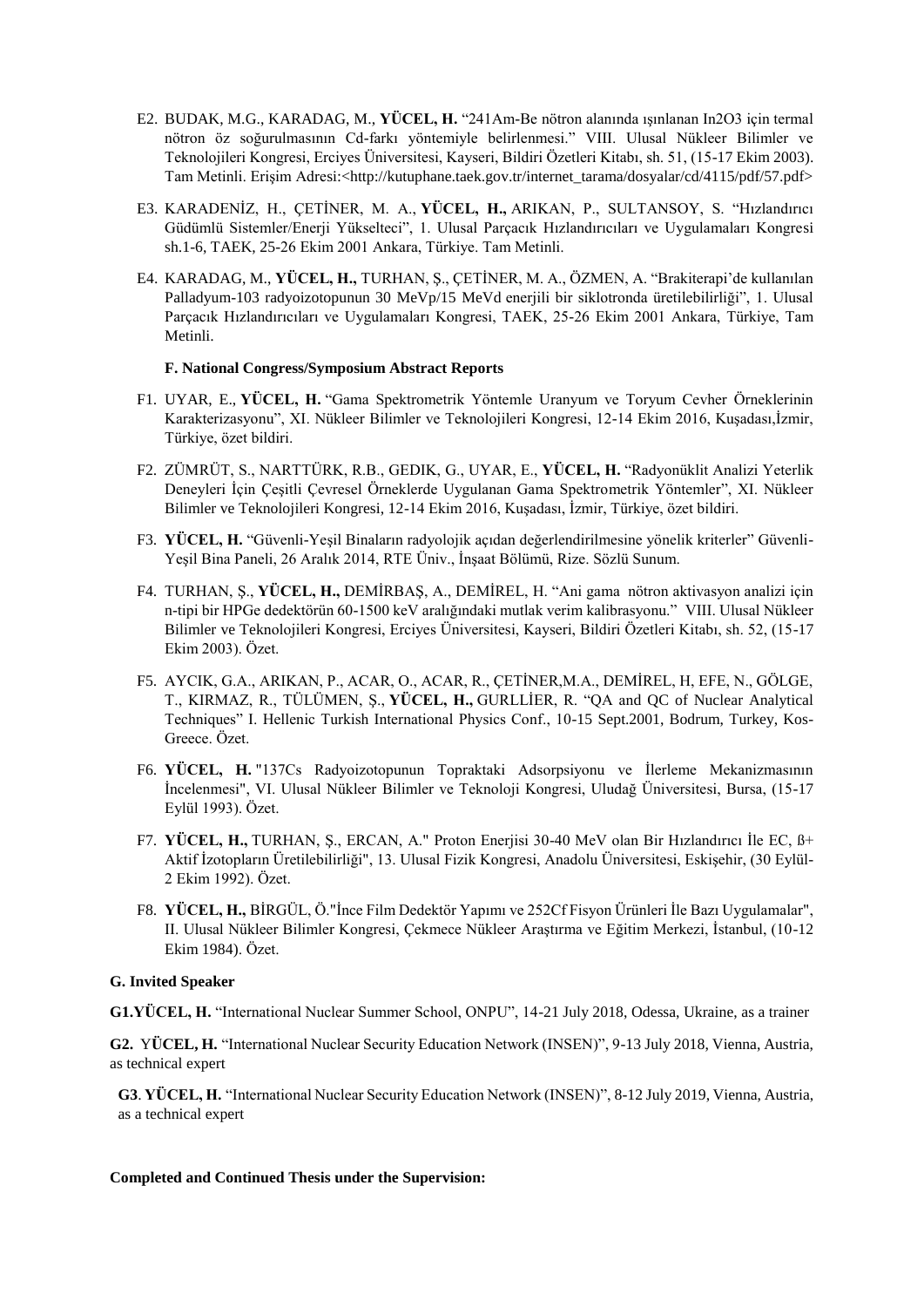E2. BUDAK, M.G., KARADAG, M., **YÜCEL, H.** "241Am-Be nötron alanında ışınlanan In2O3 için termal nötron öz soğurulmasının Cd-farkı yöntemiyle belirlenmesi." VIII. Ulusal Nükleer Bilimler ve Teknolojileri Kongresi, Erciyes Üniversitesi, Kayseri, Bildiri Özetleri Kitabı, sh. 51, (15-17 Ekim 2003). Tam Metinli. Erişim Adresi:<http://kutuphane.taek.gov.tr/internet_tarama/dosyalar/cd/4115/pdf/57.pdf>

E3. KARADENİZ, H., ÇETİNER, M. A., **YÜCEL, H.,** ARIKAN, P., SULTANSOY, S. "Hızlandırıcı Güdümlü Sistemler/Enerji Yükselteci", 1. Ulusal Parçacık Hızlandırıcıları ve Uygulamaları Kongresi sh.1-6, TAEK, 25-26 Ekim 2001 Ankara, Türkiye. Tam Metinli.

E4. KARADAG, M., **YÜCEL, H.,** TURHAN, Ş., ÇETİNER, M. A., ÖZMEN, A. "Brakiterapi'de kullanılan Palladyum-103 radyoizotopunun 30 MeVp/15 MeVd enerjili bir siklotronda üretilebilirliği", 1. Ulusal Parçacık Hızlandırıcıları ve Uygulamaları Kongresi, TAEK, 25-26 Ekim 2001 Ankara, Türkiye, Tam Metinli.

**F. National Congress/Symposium Abstract Reports**

F1. UYAR, E., **YÜCEL, H.** "Gama Spektrometrik Yöntemle Uranyum ve Toryum Cevher Örneklerinin Karakterizasyonu", XI. Nükleer Bilimler ve Teknolojileri Kongresi, 12-14 Ekim 2016, Kuşadası,İzmir, Türkiye, özet bildiri.

F2. ZÜMRÜT, S., NARTTÜRK, R.B., GEDIK, G., UYAR, E., **YÜCEL, H.** "Radyonüklit Analizi Yeterlik Deneyleri İçin Çeşitli Çevresel Örneklerde Uygulanan Gama Spektrometrik Yöntemler", XI. Nükleer Bilimler ve Teknolojileri Kongresi, 12-14 Ekim 2016, Kuşadası, İzmir, Türkiye, özet bildiri.

F3. **YÜCEL, H.** "Güvenli-Yeşil Binaların radyolojik açıdan değerlendirilmesine yönelik kriterler" Güvenli-Yeşil Bina Paneli, 26 Aralık 2014, RTE Üniv., İnşaat Bölümü, Rize. Sözlü Sunum.

F4. TURHAN, Ş., **YÜCEL, H.,** DEMİRBAŞ, A., DEMİREL, H. "Ani gama nötron aktivasyon analizi için n-tipi bir HPGe dedektörün 60-1500 keV aralığındaki mutlak verim kalibrasyonu." VIII. Ulusal Nükleer Bilimler ve Teknolojileri Kongresi, Erciyes Üniversitesi, Kayseri, Bildiri Özetleri Kitabı, sh. 52, (15-17 Ekim 2003). Özet.

F5. AYCIK, G.A., ARIKAN, P., ACAR, O., ACAR, R., ÇETİNER,M.A., DEMİREL, H, EFE, N., GÖLGE, T., KIRMAZ, R., TÜLÜMEN, Ş., **YÜCEL, H.,** GURLLİER, R. "QA and QC of Nuclear Analytical Techniques" I. Hellenic Turkish International Physics Conf., 10-15 Sept.2001, Bodrum, Turkey, Kos-Greece. Özet.

F6. **YÜCEL, H.** "137Cs Radyoizotopunun Topraktaki Adsorpsiyonu ve İlerleme Mekanizmasının İncelenmesi", VI. Ulusal Nükleer Bilimler ve Teknoloji Kongresi, Uludağ Üniversitesi, Bursa, (15-17 Eylül 1993). Özet.

F7. **YÜCEL, H.,** TURHAN, Ş., ERCAN, A." Proton Enerjisi 30-40 MeV olan Bir Hızlandırıcı İle EC, ß+ Aktif İzotopların Üretilebilirliği", 13. Ulusal Fizik Kongresi, Anadolu Üniversitesi, Eskişehir, (30 Eylül-2 Ekim 1992). Özet.

F8. **YÜCEL, H.,** BİRGÜL, Ö."İnce Film Dedektör Yapımı ve 252Cf Fisyon Ürünleri İle Bazı Uygulamalar", II. Ulusal Nükleer Bilimler Kongresi, Çekmece Nükleer Araştırma ve Eğitim Merkezi, İstanbul, (10-12 Ekim 1984). Özet.

**G. Invited Speaker**

**G1.YÜCEL, H.** "International Nuclear Summer School, ONPU", 14-21 July 2018, Odessa, Ukraine, as a trainer

**G2.** Y**ÜCEL, H.** "International Nuclear Security Education Network (INSEN)", 9-13 July 2018, Vienna, Austria, as technical expert

**G3**. **YÜCEL, H.** "International Nuclear Security Education Network (INSEN)", 8-12 July 2019, Vienna, Austria, as a technical expert

**Completed and Continued Thesis under the Supervision:**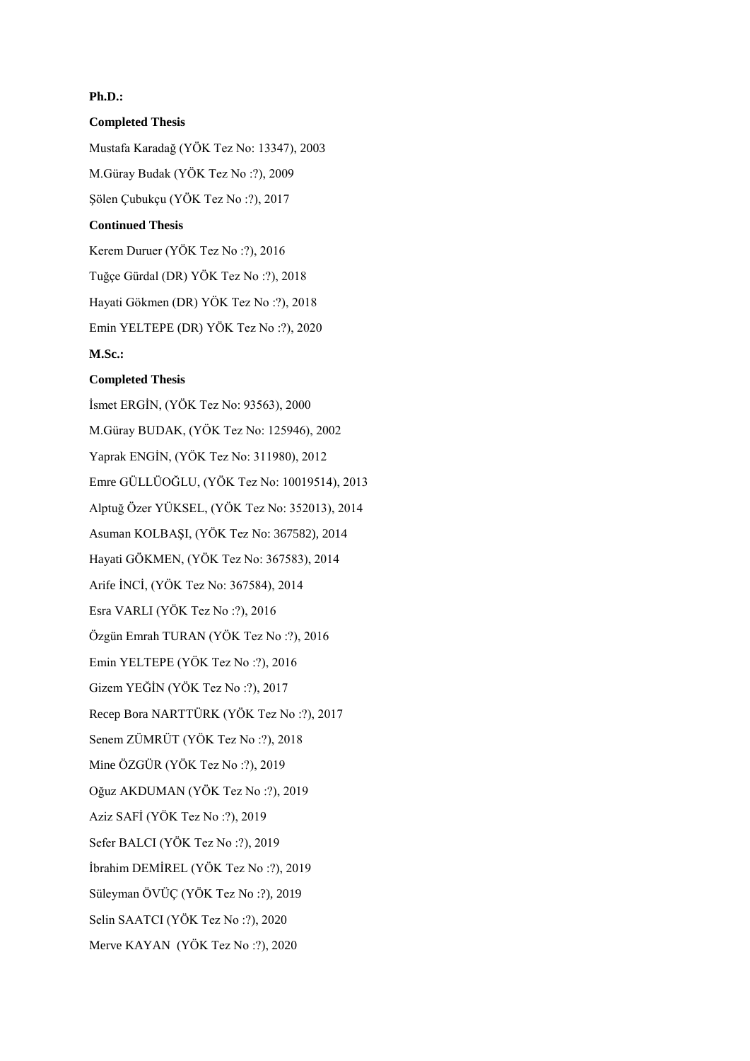**Ph.D.:**

**Completed Thesis**

Mustafa Karadağ (YÖK Tez No: 13347), 2003

M.Güray Budak (YÖK Tez No :?), 2009

Şölen Çubukçu (YÖK Tez No :?), 2017

**Continued Thesis**

Kerem Duruer (YÖK Tez No :?), 2016

Tuğçe Gürdal (DR) YÖK Tez No :?), 2018

Hayati Gökmen (DR) YÖK Tez No :?), 2018

Emin YELTEPE (DR) YÖK Tez No :?), 2020

**M.Sc.:**

**Completed Thesis**

İsmet ERGİN, (YÖK Tez No: 93563), 2000

M.Güray BUDAK, (YÖK Tez No: 125946), 2002

Yaprak ENGİN, (YÖK Tez No: 311980), 2012

Emre GÜLLÜOĞLU, (YÖK Tez No: 10019514), 2013

Alptuğ Özer YÜKSEL, (YÖK Tez No: 352013), 2014

Asuman KOLBAŞI, (YÖK Tez No: 367582), 2014

Hayati GÖKMEN, (YÖK Tez No: 367583), 2014

Arife İNCİ, (YÖK Tez No: 367584), 2014

Esra VARLI (YÖK Tez No :?), 2016

Özgün Emrah TURAN (YÖK Tez No :?), 2016

Emin YELTEPE (YÖK Tez No :?), 2016

Gizem YEĞİN (YÖK Tez No :?), 2017

Recep Bora NARTTÜRK (YÖK Tez No :?), 2017

Senem ZÜMRÜT (YÖK Tez No :?), 2018

Mine ÖZGÜR (YÖK Tez No :?), 2019

Oğuz AKDUMAN (YÖK Tez No :?), 2019

Aziz SAFİ (YÖK Tez No :?), 2019

Sefer BALCI (YÖK Tez No :?), 2019

İbrahim DEMİREL (YÖK Tez No :?), 2019

Süleyman ÖVÜÇ (YÖK Tez No :?), 2019

Selin SAATCI (YÖK Tez No :?), 2020

Merve KAYAN (YÖK Tez No :?), 2020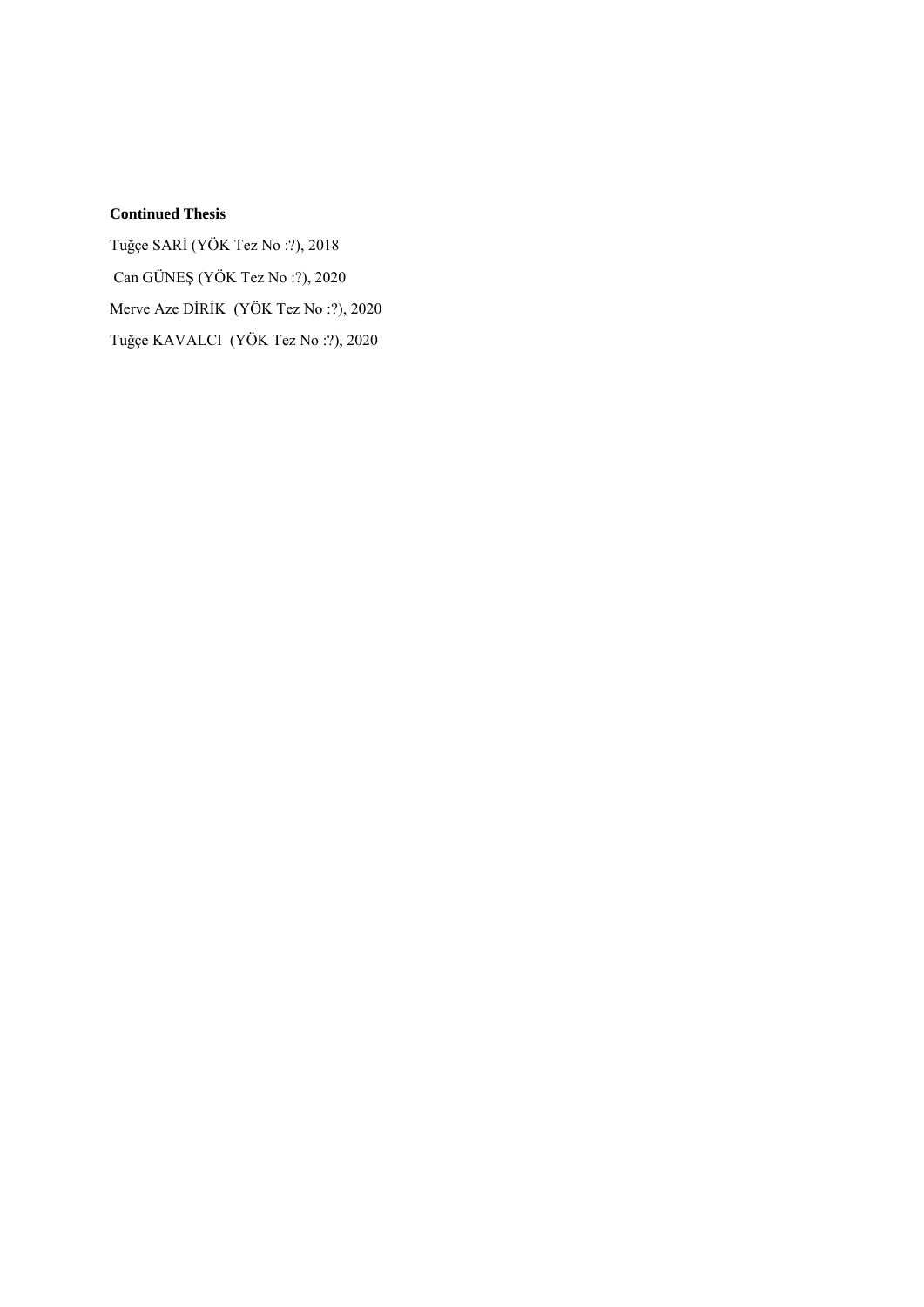**Continued Thesis**

Tuğçe SARİ (YÖK Tez No :?), 2018

Can GÜNEŞ (YÖK Tez No :?), 2020

Merve Aze DİRİK (YÖK Tez No :?), 2020

Tuğçe KAVALCI (YÖK Tez No :?), 2020